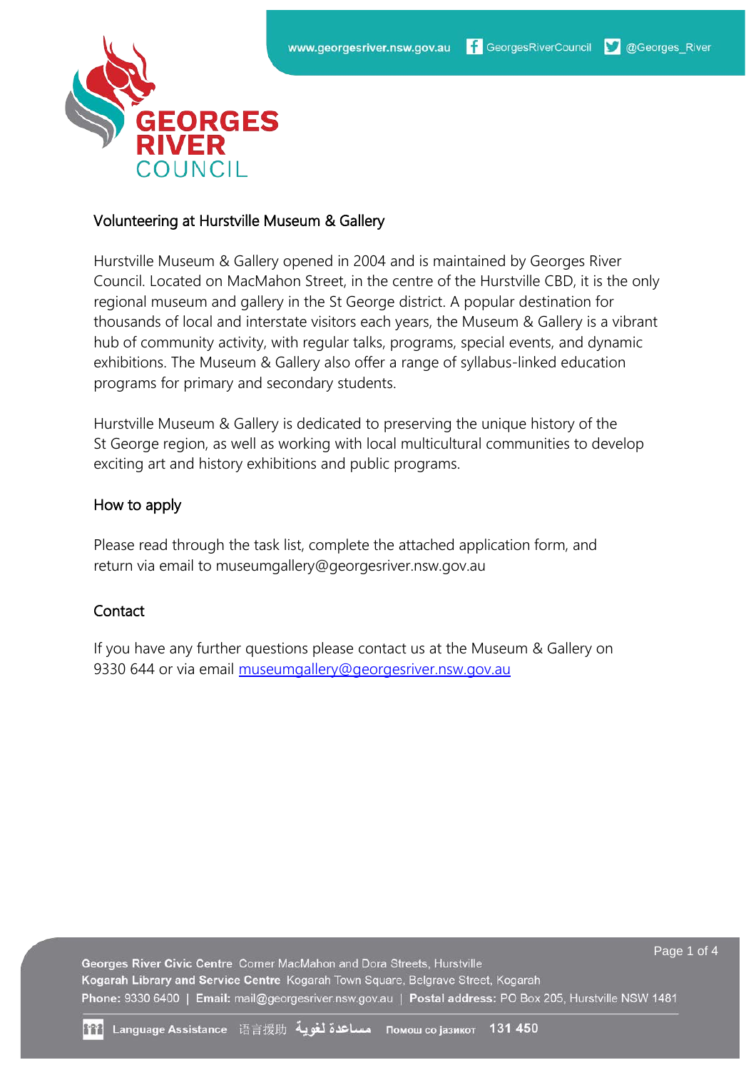## Volunteering at Hurstville Museum & Gallery

Hurstville Museum & Gallery opened in 2004 and is maintained by Georges River Council. Located on MacMahon Street, in the centre of the Hurstville CBD, it is the only regional museum and gallery in the St George district. A popular destination for thousands of local and interstate visitors each years, the Museum & Gallery is a vibrant hub of community activity, with regular talks, programs, special events, and dynamic exhibitions. The Museum & Gallery also offer a range of syllabus-linked education programs for primary and secondary students.

Hurstville Museum & Gallery is dedicated to preserving the unique history of the St George region, as well as working with local multicultural communities to develop exciting art and history exhibitions and public programs.

## How to apply

Please read through the task list, complete the attached application form, and return via email to museumgallery@georgesriver.nsw.gov.au

## Contact

If you have any further questions please contact us at the Museum & Gallery on 9330 644 or via email museumgallery@georgesriver.nsw.gov.au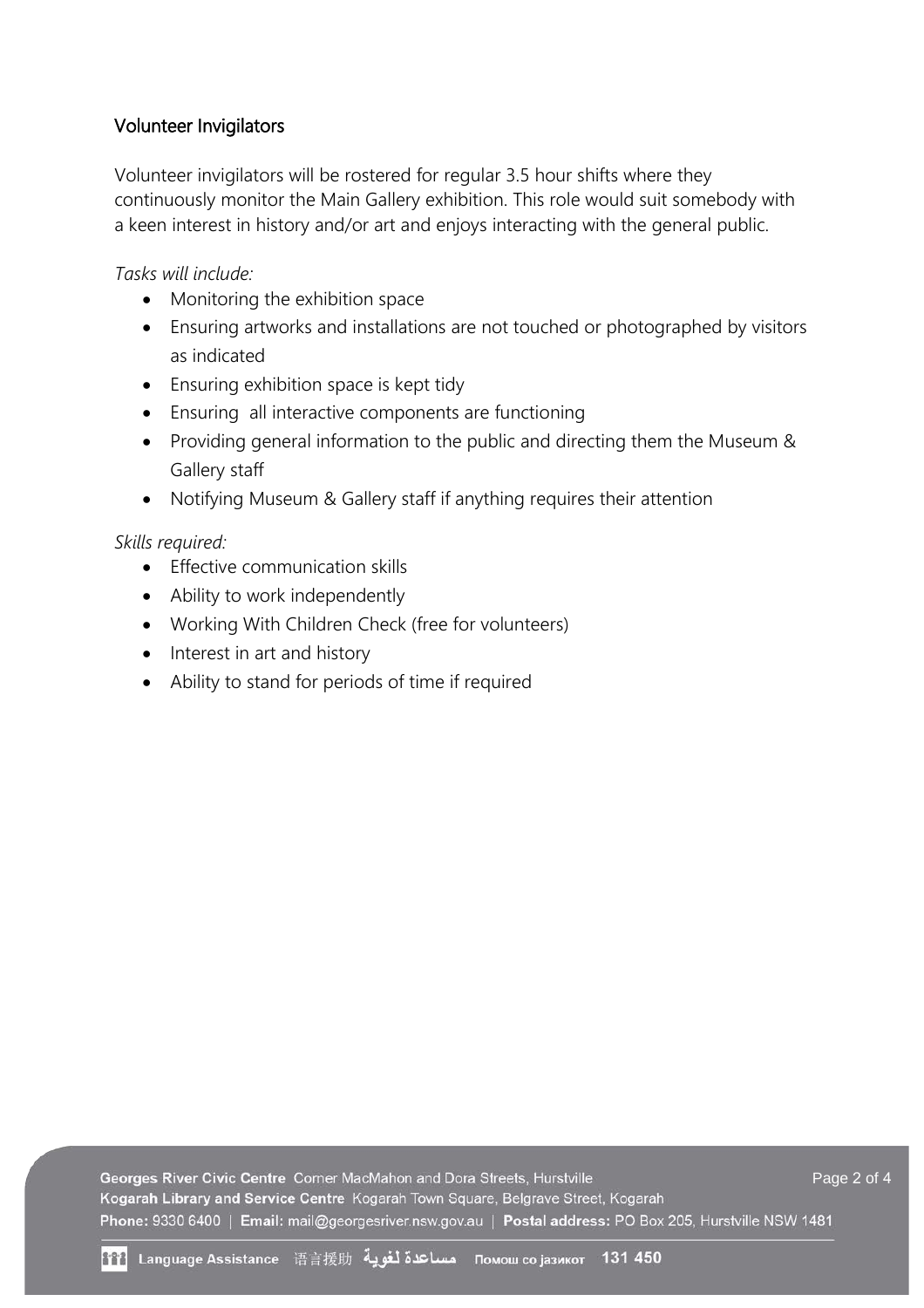## Volunteer Invigilators

Volunteer invigilators will be rostered for regular 3.5 hour shifts where they continuously monitor the Main Gallery exhibition. This role would suit somebody with a keen interest in history and/or art and enjoys interacting with the general public.

*Tasks will include:*

- Monitoring the exhibition space
- Ensuring artworks and installations are not touched or photographed by visitors as indicated
- Ensuring exhibition space is kept tidy
- Ensuring  all interactive components are functioning
- Providing general information to the public and directing them the Museum & Gallery staff
- Notifying Museum & Gallery staff if anything requires their attention

*Skills required:*

- Effective communication skills
- Ability to work independently
- Working With Children Check (free for volunteers)
- Interest in art and history
- Ability to stand for periods of time if required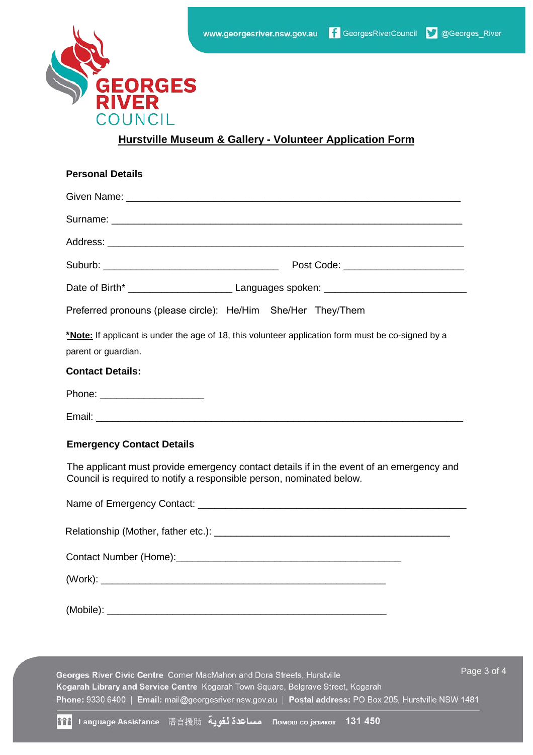# Hurstville Museum & Gallery - Volunteer Application Form

**Personal Details**

Given Name: ___________________________________________________________

Surname: _____________________________________________________________

Address: ______________________________________________________________

Suburb: ________________________________ Post Code: ______________________

Date of Birth* ___________________ Languages spoken: _________________________

Preferred pronouns (please circle): He/Him She/Her They/Them

***Note:** If applicant is under the age of 18, this volunteer application form must be co-signed by a parent or guardian.

**Contact Details:**

Phone: ___________________

Email: _______________________________________________________________

**Emergency Contact Details**

The applicant must provide emergency contact details if in the event of an emergency and Council is required to notify a responsible person, nominated below.

Name of Emergency Contact: _________________________________________________

Relationship (Mother, father etc.): ___________________________________________

Contact Number (Home):__________________________________________

(Work): _____________________________________________________

(Mobile): _____________________________________________________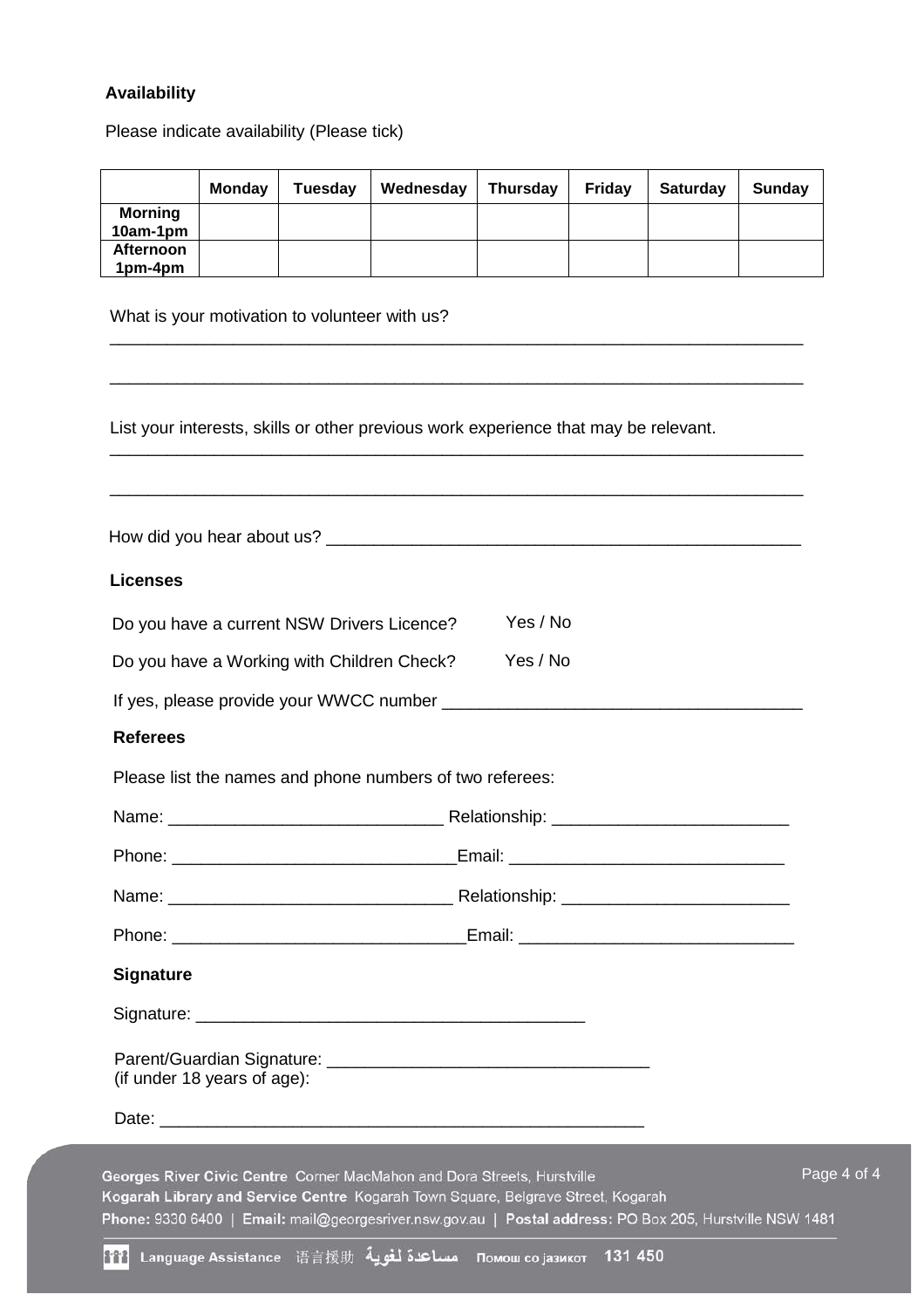**Availability**

Please indicate availability (Please tick)

| | Monday | Tuesday | Wednesday | Thursday | Friday | Saturday | Sunday |
|---|---|---|---|---|---|---|---|
| **Morning 10am-1pm** | | | | | | | |
| **Afternoon 1pm-4pm** | | | | | | | |

What is your motivation to volunteer with us?
\_\_\_\_\_\_\_\_\_\_\_\_\_\_\_\_\_\_\_\_\_\_\_\_\_\_\_\_\_\_\_\_\_\_\_\_\_\_\_\_\_\_\_\_\_\_\_\_\_\_\_\_\_\_\_\_\_\_\_\_\_\_\_\_\_\_\_\_\_\_\_\_\_\_

\_\_\_\_\_\_\_\_\_\_\_\_\_\_\_\_\_\_\_\_\_\_\_\_\_\_\_\_\_\_\_\_\_\_\_\_\_\_\_\_\_\_\_\_\_\_\_\_\_\_\_\_\_\_\_\_\_\_\_\_\_\_\_\_\_\_\_\_\_\_\_\_\_\_

List your interests, skills or other previous work experience that may be relevant.
\_\_\_\_\_\_\_\_\_\_\_\_\_\_\_\_\_\_\_\_\_\_\_\_\_\_\_\_\_\_\_\_\_\_\_\_\_\_\_\_\_\_\_\_\_\_\_\_\_\_\_\_\_\_\_\_\_\_\_\_\_\_\_\_\_\_\_\_\_\_\_\_\_\_

\_\_\_\_\_\_\_\_\_\_\_\_\_\_\_\_\_\_\_\_\_\_\_\_\_\_\_\_\_\_\_\_\_\_\_\_\_\_\_\_\_\_\_\_\_\_\_\_\_\_\_\_\_\_\_\_\_\_\_\_\_\_\_\_\_\_\_\_\_\_\_\_\_\_

How did you hear about us? \_\_\_\_\_\_\_\_\_\_\_\_\_\_\_\_\_\_\_\_\_\_\_\_\_\_\_\_\_\_\_\_\_\_\_\_\_\_\_\_\_\_\_\_\_\_\_\_\_\_

**Licenses**

Do you have a current NSW Drivers Licence? Yes / No

Do you have a Working with Children Check? Yes / No

If yes, please provide your WWCC number \_\_\_\_\_\_\_\_\_\_\_\_\_\_\_\_\_\_\_\_\_\_\_\_\_\_\_\_\_\_\_\_\_\_\_\_\_\_

**Referees**

Please list the names and phone numbers of two referees:

Name: \_\_\_\_\_\_\_\_\_\_\_\_\_\_\_\_\_\_\_\_\_\_\_\_\_\_\_\_\_\_ Relationship: \_\_\_\_\_\_\_\_\_\_\_\_\_\_\_\_\_\_\_\_\_\_\_\_\_\_

Phone: \_\_\_\_\_\_\_\_\_\_\_\_\_\_\_\_\_\_\_\_\_\_\_\_\_\_\_\_\_\_Email: \_\_\_\_\_\_\_\_\_\_\_\_\_\_\_\_\_\_\_\_\_\_\_\_\_\_\_\_\_\_

Name: \_\_\_\_\_\_\_\_\_\_\_\_\_\_\_\_\_\_\_\_\_\_\_\_\_\_\_\_\_\_ Relationship: \_\_\_\_\_\_\_\_\_\_\_\_\_\_\_\_\_\_\_\_\_\_\_\_\_\_

Phone: \_\_\_\_\_\_\_\_\_\_\_\_\_\_\_\_\_\_\_\_\_\_\_\_\_\_\_\_\_\_Email: \_\_\_\_\_\_\_\_\_\_\_\_\_\_\_\_\_\_\_\_\_\_\_\_\_\_\_\_\_\_

**Signature**

Signature: \_\_\_\_\_\_\_\_\_\_\_\_\_\_\_\_\_\_\_\_\_\_\_\_\_\_\_\_\_\_\_\_\_\_\_\_\_\_\_\_\_

Parent/Guardian Signature: \_\_\_\_\_\_\_\_\_\_\_\_\_\_\_\_\_\_\_\_\_\_\_\_\_\_\_\_\_\_\_\_\_\_
(if under 18 years of age):

Date: \_\_\_\_\_\_\_\_\_\_\_\_\_\_\_\_\_\_\_\_\_\_\_\_\_\_\_\_\_\_\_\_\_\_\_\_\_\_\_\_\_\_\_\_\_\_\_\_\_\_\_

**Georges River Civic Centre** Corner MacMahon and Dora Streets, Hurstville
**Kogarah Library and Service Centre** Kogarah Town Square, Belgrave Street, Kogarah
**Phone:** 9330 6400 | **Email:** mail@georgesriver.nsw.gov.au | **Postal address:** PO Box 205, Hurstville NSW 1481

Language Assistance 语言援助 مساعدة لغوية Помош со јазикот 131 450